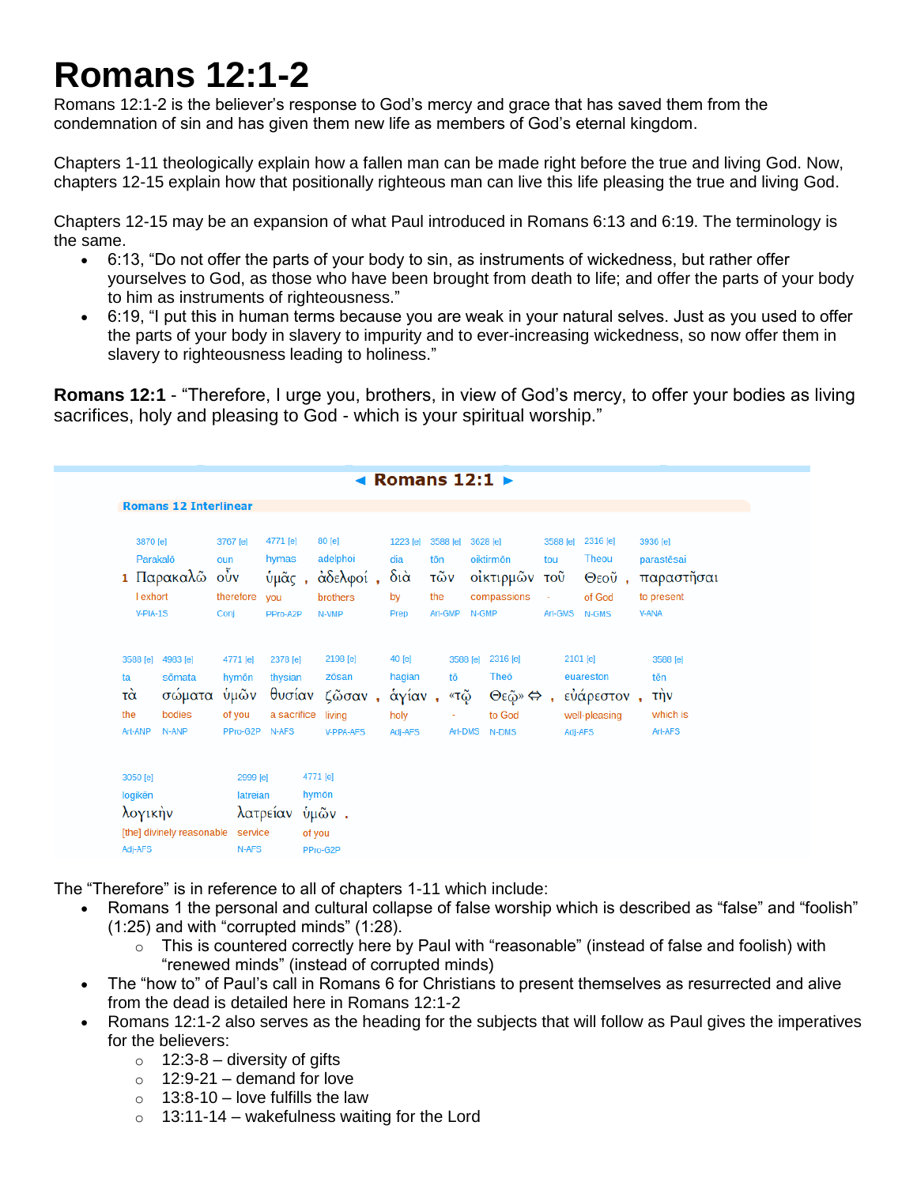# Romans 12:1-2

Romans 12:1-2 is the believer's response to God's mercy and grace that has saved them from the condemnation of sin and has given them new life as members of God's eternal kingdom.

Chapters 1-11 theologically explain how a fallen man can be made right before the true and living God. Now, chapters 12-15 explain how that positionally righteous man can live this life pleasing the true and living God.

Chapters 12-15 may be an expansion of what Paul introduced in Romans 6:13 and 6:19. The terminology is the same.

- 6:13, "Do not offer the parts of your body to sin, as instruments of wickedness, but rather offer yourselves to God, as those who have been brought from death to life; and offer the parts of your body to him as instruments of righteousness."
- 6:19, "I put this in human terms because you are weak in your natural selves. Just as you used to offer the parts of your body in slavery to impurity and to ever-increasing wickedness, so now offer them in slavery to righteousness leading to holiness."

**Romans 12:1** - "Therefore, I urge you, brothers, in view of God's mercy, to offer your bodies as living sacrifices, holy and pleasing to God - which is your spiritual worship."

◄ **Romans 12:1** ►

**Romans 12 Interlinear**

| 3870 [e] | 3767 [e] | 4771 [e] | 80 [e] | 1223 [e] | 3588 [e] | 3628 [e] | 3588 [e] | 2316 [e] | 3936 [e] |
|---|---|---|---|---|---|---|---|---|---|
| Parakalō | oun | hymas | adelphoi | dia | tōn | oiktirmōn | tou | Theou | parastēsai |
| 1 Παρακαλῶ | οὖν | ὑμᾶς , | ἀδελφοί , | διὰ | τῶν | οἰκτιρμῶν | τοῦ | Θεοῦ , | παραστῆσαι |
| I exhort | therefore | you | brothers | by | the | compassions | - | of God | to present |
| V-PIA-1S | Conj | PPro-A2P | N-VMP | Prep | Art-GMP | N-GMP | Art-GMS | N-GMS | V-ANA |

| 3588 [e] | 4983 [e] | 4771 [e] | 2378 [e] | 2198 [e] | 40 [e] | 3588 [e] | 2316 [e] | 2101 [e] | 3588 [e] |
|---|---|---|---|---|---|---|---|---|---|
| ta | sōmata | hymōn | thysian | zōsan | hagian | tō | Theō | euareston | tēn |
| τὰ | σώματα | ὑμῶν | θυσίαν | ζῶσαν , | ἁγίαν , | «τῷ | Θεῷ» ⇔ , | εὐάρεστον , | τὴν |
| the | bodies | of you | a sacrifice | living | holy | - | to God | well-pleasing | which is |
| Art-ANP | N-ANP | PPro-G2P | N-AFS | V-PPA-AFS | Adj-AFS | Art-DMS | N-DMS | Adj-AFS | Art-AFS |

| 3050 [e] | 2999 [e] | 4771 [e] |
|---|---|---|
| logikēn | latreian | hymōn |
| λογικὴν | λατρείαν | ὑμῶν . |
| [the] divinely reasonable | service | of you |
| Adj-AFS | N-AFS | PPro-G2P |

The "Therefore" is in reference to all of chapters 1-11 which include:

- Romans 1 the personal and cultural collapse of false worship which is described as "false" and "foolish" (1:25) and with "corrupted minds" (1:28).
  - This is countered correctly here by Paul with "reasonable" (instead of false and foolish) with "renewed minds" (instead of corrupted minds)
- The "how to" of Paul's call in Romans 6 for Christians to present themselves as resurrected and alive from the dead is detailed here in Romans 12:1-2
- Romans 12:1-2 also serves as the heading for the subjects that will follow as Paul gives the imperatives for the believers:
  - 12:3-8 – diversity of gifts
  - 12:9-21 – demand for love
  - 13:8-10 – love fulfills the law
  - 13:11-14 – wakefulness waiting for the Lord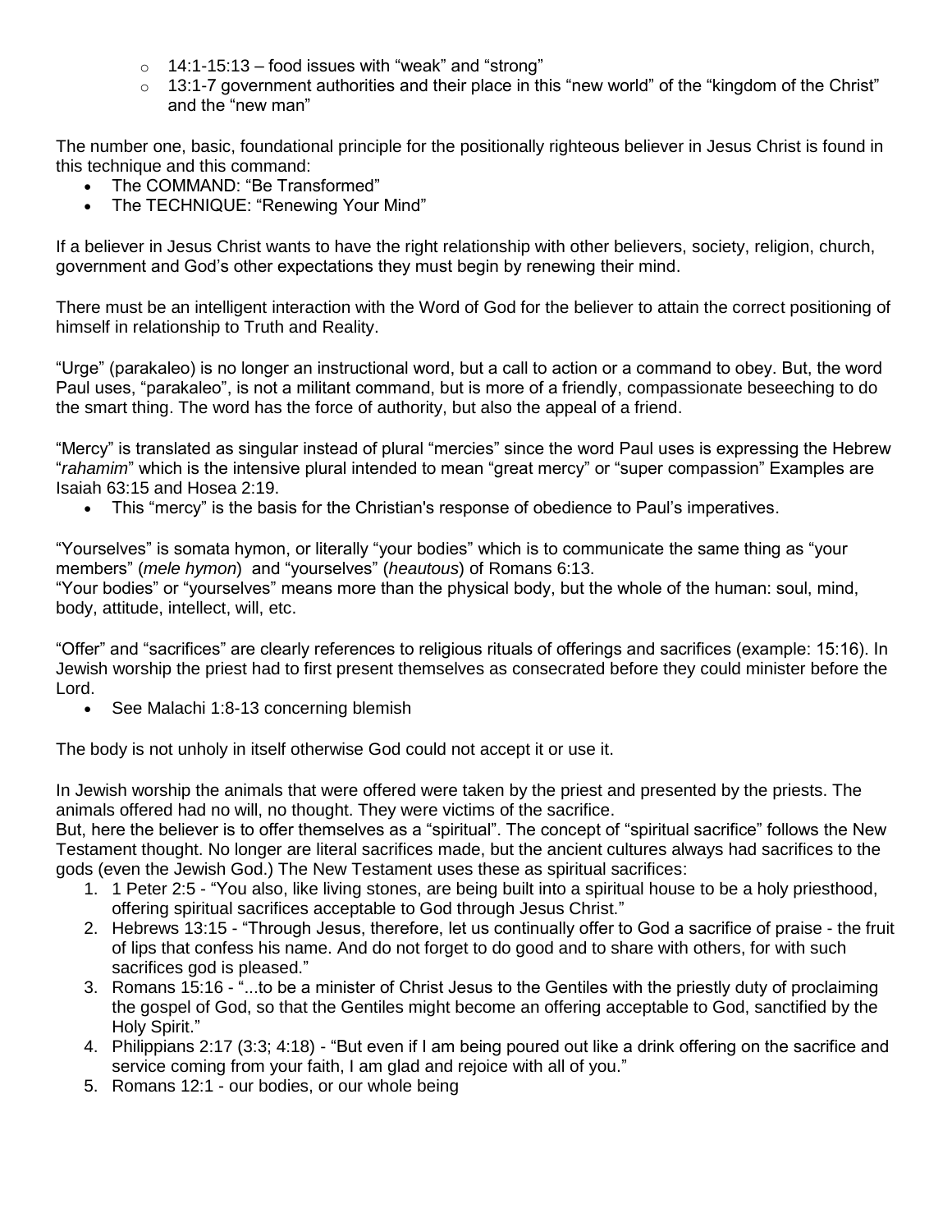- 14:1-15:13 – food issues with "weak" and "strong"
- 13:1-7 government authorities and their place in this "new world" of the "kingdom of the Christ" and the "new man"

The number one, basic, foundational principle for the positionally righteous believer in Jesus Christ is found in this technique and this command:

- The COMMAND: "Be Transformed"
- The TECHNIQUE: "Renewing Your Mind"

If a believer in Jesus Christ wants to have the right relationship with other believers, society, religion, church, government and God's other expectations they must begin by renewing their mind.

There must be an intelligent interaction with the Word of God for the believer to attain the correct positioning of himself in relationship to Truth and Reality.

"Urge" (parakaleo) is no longer an instructional word, but a call to action or a command to obey. But, the word Paul uses, "parakaleo", is not a militant command, but is more of a friendly, compassionate beseeching to do the smart thing. The word has the force of authority, but also the appeal of a friend.

"Mercy" is translated as singular instead of plural "mercies" since the word Paul uses is expressing the Hebrew "*rahamim*" which is the intensive plural intended to mean "great mercy" or "super compassion" Examples are Isaiah 63:15 and Hosea 2:19.

- This "mercy" is the basis for the Christian's response of obedience to Paul's imperatives.

"Yourselves" is somata hymon, or literally "your bodies" which is to communicate the same thing as "your members" (*mele hymon*) and "yourselves" (*heautous*) of Romans 6:13.
"Your bodies" or "yourselves" means more than the physical body, but the whole of the human: soul, mind, body, attitude, intellect, will, etc.

"Offer" and "sacrifices" are clearly references to religious rituals of offerings and sacrifices (example: 15:16). In Jewish worship the priest had to first present themselves as consecrated before they could minister before the Lord.

- See Malachi 1:8-13 concerning blemish

The body is not unholy in itself otherwise God could not accept it or use it.

In Jewish worship the animals that were offered were taken by the priest and presented by the priests. The animals offered had no will, no thought. They were victims of the sacrifice.
But, here the believer is to offer themselves as a "spiritual". The concept of "spiritual sacrifice" follows the New Testament thought. No longer are literal sacrifices made, but the ancient cultures always had sacrifices to the gods (even the Jewish God.) The New Testament uses these as spiritual sacrifices:

1. 1 Peter 2:5 - "You also, like living stones, are being built into a spiritual house to be a holy priesthood, offering spiritual sacrifices acceptable to God through Jesus Christ."
2. Hebrews 13:15 - "Through Jesus, therefore, let us continually offer to God a sacrifice of praise - the fruit of lips that confess his name. And do not forget to do good and to share with others, for with such sacrifices god is pleased."
3. Romans 15:16 - "...to be a minister of Christ Jesus to the Gentiles with the priestly duty of proclaiming the gospel of God, so that the Gentiles might become an offering acceptable to God, sanctified by the Holy Spirit."
4. Philippians 2:17 (3:3; 4:18) - "But even if I am being poured out like a drink offering on the sacrifice and service coming from your faith, I am glad and rejoice with all of you."
5. Romans 12:1 - our bodies, or our whole being